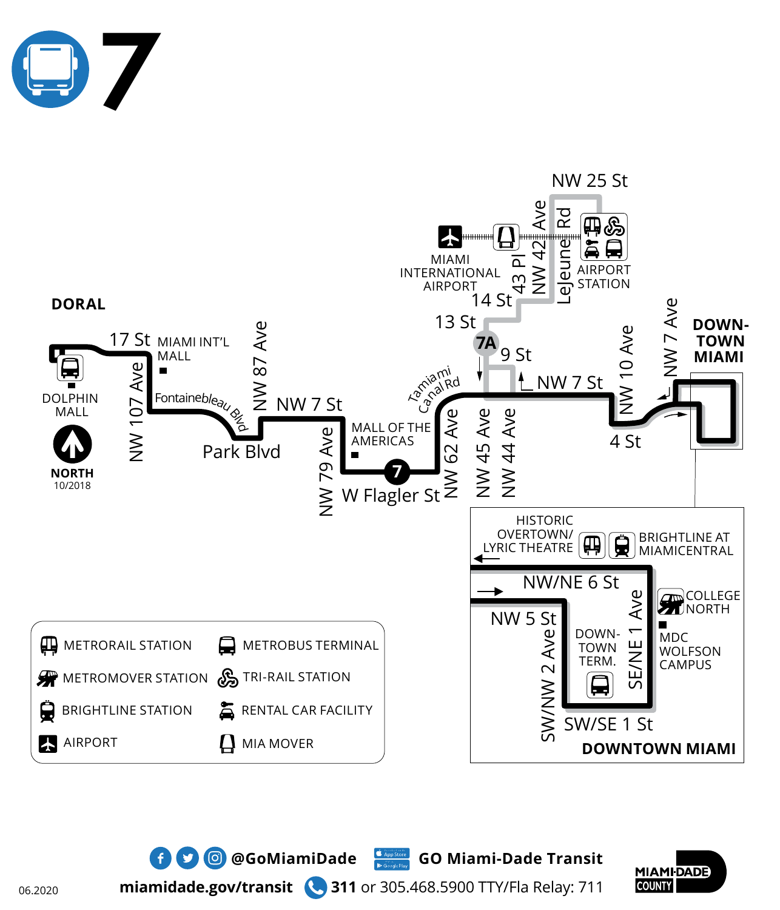# 7

**DORAL**

17 St

MIAMI INT'L MALL

NW 107 Ave

Fontainebleau Blvd

Park Blvd

NW 87 Ave

NW 7 St

NW 79 Ave

MALL OF THE AMERICAS

W Flagler St

NW 62 Ave

Tamiami Canal Rd

7A

13 St

14 St

9 St

NW 45 Ave

NW 44 Ave

NW 7 St

43 Pl

NW 42 Ave

LeJeune Rd

NW 25 St

MIAMI INTERNATIONAL AIRPORT

AIRPORT STATION

NW 10 Ave

4 St

NW 7 Ave

**DOWN-TOWN MIAMI**

DOLPHIN MALL

**NORTH**
10/2018

HISTORIC OVERTOWN/ LYRIC THEATRE

BRIGHTLINE AT MIAMICENTRAL

NW/NE 6 St

NW 5 St

SW/NW 2 Ave

DOWN-TOWN TERM.

SE/NE 1 Ave

SW/SE 1 St

COLLEGE NORTH

MDC WOLFSON CAMPUS

**DOWNTOWN MIAMI**

| | |
|---|---|
| METRORAIL STATION | METROBUS TERMINAL |
| METROMOVER STATION | TRI-RAIL STATION |
| BRIGHTLINE STATION | RENTAL CAR FACILITY |
| AIRPORT | MIA MOVER |

**@GoMiamiDade** **GO Miami-Dade Transit**

**miamidade.gov/transit** **311** or 305.468.5900 TTY/Fla Relay: 711

MIAMI-DADE COUNTY

06.2020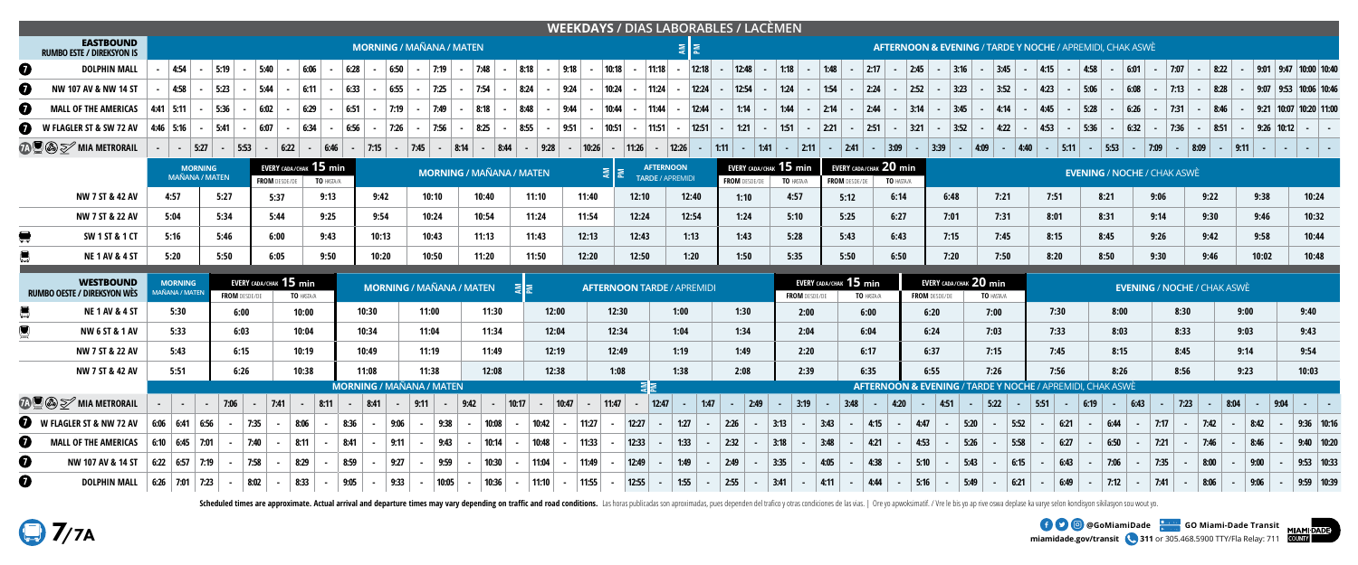# WEEKDAYS / DIAS LABORABLES / LACÈMEN

| EASTBOUND RUMBO ESTE / DIREKSYON IS | MORNING / MAÑANA / MATEN | | | | | | | | | | | | | | | | | | | | | | | | AM / PM | AFTERNOON & EVENING / TARDE Y NOCHE / APREMIDI, CHAK ASWÈ | | | | | | | | | | | | | | | | | | | | | | | | | | | | | |
|---|---|---|---|---|---|---|---|---|---|---|---|---|---|---|---|---|---|---|---|---|---|---|---|---|---|---|---|---|---|---|---|---|---|---|---|---|---|---|---|---|---|---|---|---|---|---|---|---|---|---|---|---|---|---|---|
| 7 DOLPHIN MALL | - | 4:54 | - | 5:19 | - | 5:40 | - | 6:06 | - | 6:28 | - | 6:50 | - | 7:19 | - | 7:48 | - | 8:18 | - | 9:18 | - | 10:18 | - | 11:18 | - | 12:18 | - | 12:48 | - | 1:18 | - | 1:48 | - | 2:17 | - | 2:45 | - | 3:16 | - | 3:45 | - | 4:15 | - | 4:58 | - | 6:01 | - | 7:07 | - | 8:22 | - | 9:01 | 9:47 | 10:00 | 10:40 |
| 7 NW 107 AV & NW 14 ST | - | 4:58 | - | 5:23 | - | 5:44 | - | 6:11 | - | 6:33 | - | 6:55 | - | 7:25 | - | 7:54 | - | 8:24 | - | 9:24 | - | 10:24 | - | 11:24 | - | 12:24 | - | 12:54 | - | 1:24 | - | 1:54 | - | 2:24 | - | 2:52 | - | 3:23 | - | 3:52 | - | 4:23 | - | 5:06 | - | 6:08 | - | 7:13 | - | 8:28 | - | 9:07 | 9:53 | 10:06 | 10:46 |
| 7 MALL OF THE AMERICAS | 4:41 | 5:11 | - | 5:36 | - | 6:02 | - | 6:29 | - | 6:51 | - | 7:19 | - | 7:49 | - | 8:18 | - | 8:48 | - | 9:44 | - | 10:44 | - | 11:44 | - | 12:44 | - | 1:14 | - | 1:44 | - | 2:14 | - | 2:44 | - | 3:14 | - | 3:45 | - | 4:14 | - | 4:45 | - | 5:28 | - | 6:26 | - | 7:31 | - | 8:46 | - | 9:21 | 10:07 | 10:20 | 11:00 |
| 7 W FLAGLER ST & SW 72 AV | 4:46 | 5:16 | - | 5:41 | - | 6:07 | - | 6:34 | - | 6:56 | - | 7:26 | - | 7:56 | - | 8:25 | - | 8:55 | - | 9:51 | - | 10:51 | - | 11:51 | - | 12:51 | - | 1:21 | - | 1:51 | - | 2:21 | - | 2:51 | - | 3:21 | - | 3:52 | - | 4:22 | - | 4:53 | - | 5:36 | - | 6:32 | - | 7:36 | - | 8:51 | - | 9:26 | 10:12 | - | - |
| 7A MIA METRORAIL | - | - | 5:27 | - | 5:53 | - | 6:22 | - | 6:46 | - | 7:15 | - | 7:45 | - | 8:14 | - | 8:44 | - | 9:28 | - | 10:26 | - | 11:26 | - | 12:26 | - | 1:11 | - | 1:41 | - | 2:11 | - | 2:41 | - | 3:09 | - | 3:39 | - | 4:09 | - | 4:40 | - | 5:11 | - | 5:53 | - | 7:09 | - | 8:09 | - | 9:11 | - | - | - | - |

| | MORNING MAÑANA / MATEN | | EVERY CADA/CHAK 15 min | | MORNING / MAÑANA / MATEN | | | | | AM / PM AFTERNOON TARDE / APREMIDI | | EVERY CADA/CHAK 15 min | | EVERY CADA/CHAK 20 min | | EVENING / NOCHE / CHAK ASWÈ | | | | | | | |
|---|---|---|---|---|---|---|---|---|---|---|---|---|---|---|---|---|---|---|---|---|---|---|---|
| | | | FROM DESDE/DE | TO HASTA/A | | | | | | | | FROM DESDE/DE | TO HASTA/A | FROM DESDE/DE | TO HASTA/A | | | | | | | | |
| NW 7 ST & 42 AV | 4:57 | 5:27 | 5:37 | 9:13 | 9:42 | 10:10 | 10:40 | 11:10 | 11:40 | 12:10 | 12:40 | 1:10 | 4:57 | 5:12 | 6:14 | 6:48 | 7:21 | 7:51 | 8:21 | 9:06 | 9:22 | 9:38 | 10:24 |
| NW 7 ST & 22 AV | 5:04 | 5:34 | 5:44 | 9:25 | 9:54 | 10:24 | 10:54 | 11:24 | 11:54 | 12:24 | 12:54 | 1:24 | 5:10 | 5:25 | 6:27 | 7:01 | 7:31 | 8:01 | 8:31 | 9:14 | 9:30 | 9:46 | 10:32 |
| SW 1 ST & 1 CT | 5:16 | 5:46 | 6:00 | 9:43 | 10:13 | 10:43 | 11:13 | 11:43 | 12:13 | 12:43 | 1:13 | 1:43 | 5:28 | 5:43 | 6:43 | 7:15 | 7:45 | 8:15 | 8:45 | 9:26 | 9:42 | 9:58 | 10:44 |
| NE 1 AV & 4 ST | 5:20 | 5:50 | 6:05 | 9:50 | 10:20 | 10:50 | 11:20 | 11:50 | 12:20 | 12:50 | 1:20 | 1:50 | 5:35 | 5:50 | 6:50 | 7:20 | 7:50 | 8:20 | 8:50 | 9:30 | 9:46 | 10:02 | 10:48 |

| WESTBOUND RUMBO OESTE / DIREKSYON WÈS | MORNING MAÑANA / MATEN | EVERY CADA/CHAK 15 min | | MORNING / MAÑANA / MATEN | | | AM / PM AFTERNOON TARDE / APREMIDI | | | | EVERY CADA/CHAK 15 min | | EVERY CADA/CHAK 20 min | | EVENING / NOCHE / CHAK ASWÈ | | | | |
|---|---|---|---|---|---|---|---|---|---|---|---|---|---|---|---|---|---|---|---|
| | | FROM DESDE/DE | TO HASTA/A | | | | | | | | FROM DESDE/DE | TO HASTA/A | FROM DESDE/DE | TO HASTA/A | | | | | |
| NE 1 AV & 4 ST | 5:30 | 6:00 | 10:00 | 10:30 | 11:00 | 11:30 | 12:00 | 12:30 | 1:00 | 1:30 | 2:00 | 6:00 | 6:20 | 7:00 | 7:30 | 8:00 | 8:30 | 9:00 | 9:40 |
| NW 6 ST & 1 AV | 5:33 | 6:03 | 10:04 | 10:34 | 11:04 | 11:34 | 12:04 | 12:34 | 1:04 | 1:34 | 2:04 | 6:04 | 6:24 | 7:03 | 7:33 | 8:03 | 8:33 | 9:03 | 9:43 |
| NW 7 ST & 22 AV | 5:43 | 6:15 | 10:19 | 10:49 | 11:19 | 11:49 | 12:19 | 12:49 | 1:19 | 1:49 | 2:20 | 6:17 | 6:37 | 7:15 | 7:45 | 8:15 | 8:45 | 9:14 | 9:54 |
| NW 7 ST & 42 AV | 5:51 | 6:26 | 10:38 | 11:08 | 11:38 | 12:08 | 12:38 | 1:08 | 1:38 | 2:08 | 2:39 | 6:35 | 6:55 | 7:26 | 7:56 | 8:26 | 8:56 | 9:23 | 10:03 |

| | MORNING / MAÑANA / MATEN | | | | | | | | | | | | | | | | | | | | AM / PM | AFTERNOON & EVENING / TARDE Y NOCHE / APREMIDI, CHAK ASWÈ | | | | | | | | | | | | | | | | | | | | | | | | | | | | |
|---|---|---|---|---|---|---|---|---|---|---|---|---|---|---|---|---|---|---|---|---|---|---|---|---|---|---|---|---|---|---|---|---|---|---|---|---|---|---|---|---|---|---|---|---|---|---|---|---|---|---|
| 7A MIA METRORAIL | - | - | - | 7:06 | - | 7:41 | - | 8:11 | - | 8:41 | - | 9:11 | - | 9:42 | - | 10:17 | - | 10:47 | - | 11:47 | - | 12:47 | - | 1:47 | - | 2:49 | - | 3:19 | - | 3:48 | - | 4:20 | - | 4:51 | - | 5:22 | - | 5:51 | - | 6:19 | - | 6:43 | - | 7:23 | - | 8:04 | - | 9:04 | - | - |
| 7 W FLAGLER ST & NW 72 AV | 6:06 | 6:41 | 6:56 | - | 7:35 | - | 8:06 | - | 8:36 | - | 9:06 | - | 9:38 | - | 10:08 | - | 10:42 | - | 11:27 | - | 12:27 | - | 1:27 | - | 2:26 | - | 3:13 | - | 3:43 | - | 4:15 | - | 4:47 | - | 5:20 | - | 5:52 | - | 6:21 | - | 6:44 | - | 7:17 | - | 7:42 | - | 8:42 | - | 9:36 | 10:16 |
| 7 MALL OF THE AMERICAS | 6:10 | 6:45 | 7:01 | - | 7:40 | - | 8:11 | - | 8:41 | - | 9:11 | - | 9:43 | - | 10:14 | - | 10:48 | - | 11:33 | - | 12:33 | - | 1:33 | - | 2:32 | - | 3:18 | - | 3:48 | - | 4:21 | - | 4:53 | - | 5:26 | - | 5:58 | - | 6:27 | - | 6:50 | - | 7:21 | - | 7:46 | - | 8:46 | - | 9:40 | 10:20 |
| 7 NW 107 AV & NW 14 ST | 6:22 | 6:57 | 7:19 | - | 7:58 | - | 8:29 | - | 8:59 | - | 9:27 | - | 9:59 | - | 10:30 | - | 11:04 | - | 11:49 | - | 12:49 | - | 1:49 | - | 2:49 | - | 3:35 | - | 4:05 | - | 4:38 | - | 5:10 | - | 5:43 | - | 6:15 | - | 6:43 | - | 7:06 | - | 7:35 | - | 8:00 | - | 9:00 | - | 9:53 | 10:33 |
| 7 DOLPHIN MALL | 6:26 | 7:01 | 7:23 | - | 8:02 | - | 8:33 | - | 9:05 | - | 9:33 | - | 10:05 | - | 10:36 | - | 11:10 | - | 11:55 | - | 12:55 | - | 1:55 | - | 2:55 | - | 3:41 | - | 4:11 | - | 4:44 | - | 5:16 | - | 5:49 | - | 6:21 | - | 6:49 | - | 7:12 | - | 7:41 | - | 8:06 | - | 9:06 | - | 9:59 | 10:39 |

**Scheduled times are approximate. Actual arrival and departure times may vary depending on traffic and road conditions.** Las horas publicadas son aproximadas, pues dependen del trafico y otras condiciones de las vias. | Ore yo apwoksimatif. / Vre lè bis yo ap rive oswa deplase ka varye selon kondisyon sikilasyon sou wout yo.

**7/7A**

@GoMiamiDade GO Miami-Dade Transit

miamidade.gov/transit 311 or 305.468.5900 TTY/Fla Relay: 711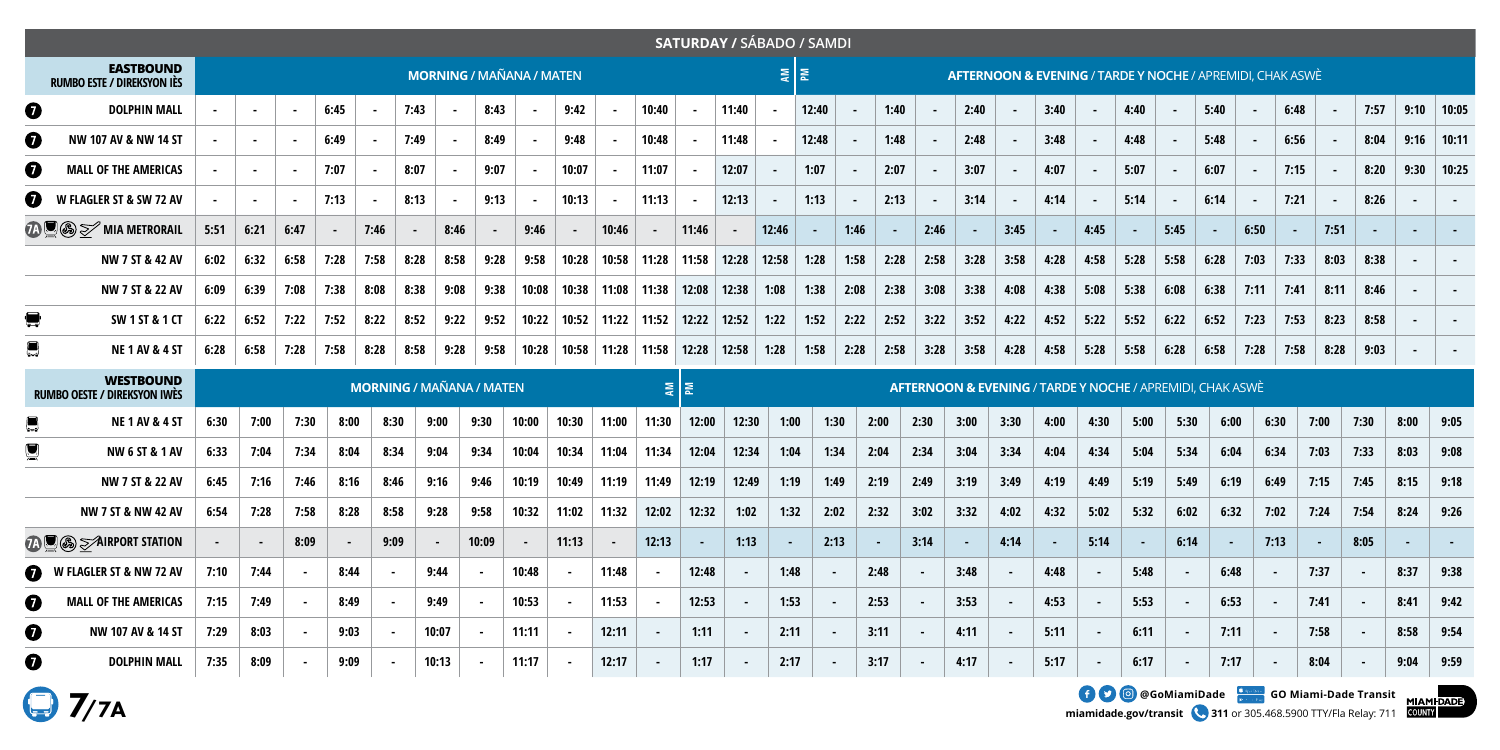## SATURDAY / SÁBADO / SAMDI

| EASTBOUND<br>RUMBO ESTE / DIREKSYON IÈS | MORNING / MAÑANA / MATEN | | | | | | | | | | | | | | AM | PM | AFTERNOON & EVENING / TARDE Y NOCHE / APREMIDI, CHAK ASWÈ | | | | | | | | | | | | | | | |
|---|---|---|---|---|---|---|---|---|---|---|---|---|---|---|---|---|---|---|---|---|---|---|---|---|---|---|---|---|---|---|---|---|
| 7 DOLPHIN MALL | - | - | - | 6:45 | - | 7:43 | - | 8:43 | - | 9:42 | - | 10:40 | - | 11:40 | - | 12:40 | - | 1:40 | - | 2:40 | - | 3:40 | - | 4:40 | - | 5:40 | - | 6:48 | - | 7:57 | 9:10 | 10:05 |
| 7 NW 107 AV & NW 14 ST | - | - | - | 6:49 | - | 7:49 | - | 8:49 | - | 9:48 | - | 10:48 | - | 11:48 | - | 12:48 | - | 1:48 | - | 2:48 | - | 3:48 | - | 4:48 | - | 5:48 | - | 6:56 | - | 8:04 | 9:16 | 10:11 |
| 7 MALL OF THE AMERICAS | - | - | - | 7:07 | - | 8:07 | - | 9:07 | - | 10:07 | - | 11:07 | - | 12:07 | - | 1:07 | - | 2:07 | - | 3:07 | - | 4:07 | - | 5:07 | - | 6:07 | - | 7:15 | - | 8:20 | 9:30 | 10:25 |
| 7 W FLAGLER ST & SW 72 AV | - | - | - | 7:13 | - | 8:13 | - | 9:13 | - | 10:13 | - | 11:13 | - | 12:13 | - | 1:13 | - | 2:13 | - | 3:14 | - | 4:14 | - | 5:14 | - | 6:14 | - | 7:21 | - | 8:26 | - | - |
| 7A MIA METRORAIL | 5:51 | 6:21 | 6:47 | - | 7:46 | - | 8:46 | - | 9:46 | - | 10:46 | - | 11:46 | - | 12:46 | - | 1:46 | - | 2:46 | - | 3:45 | - | 4:45 | - | 5:45 | - | 6:50 | - | 7:51 | - | - | - |
| NW 7 ST & 42 AV | 6:02 | 6:32 | 6:58 | 7:28 | 7:58 | 8:28 | 8:58 | 9:28 | 9:58 | 10:28 | 10:58 | 11:28 | 11:58 | 12:28 | 12:58 | 1:28 | 1:58 | 2:28 | 2:58 | 3:28 | 3:58 | 4:28 | 4:58 | 5:28 | 5:58 | 6:28 | 7:03 | 7:33 | 8:03 | 8:38 | - | - |
| NW 7 ST & 22 AV | 6:09 | 6:39 | 7:08 | 7:38 | 8:08 | 8:38 | 9:08 | 9:38 | 10:08 | 10:38 | 11:08 | 11:38 | 12:08 | 12:38 | 1:08 | 1:38 | 2:08 | 2:38 | 3:08 | 3:38 | 4:08 | 4:38 | 5:08 | 5:38 | 6:08 | 6:38 | 7:11 | 7:41 | 8:11 | 8:46 | - | - |
| SW 1 ST & 1 CT | 6:22 | 6:52 | 7:22 | 7:52 | 8:22 | 8:52 | 9:22 | 9:52 | 10:22 | 10:52 | 11:22 | 11:52 | 12:22 | 12:52 | 1:22 | 1:52 | 2:22 | 2:52 | 3:22 | 3:52 | 4:22 | 4:52 | 5:22 | 5:52 | 6:22 | 6:52 | 7:23 | 7:53 | 8:23 | 8:58 | - | - |
| NE 1 AV & 4 ST | 6:28 | 6:58 | 7:28 | 7:58 | 8:28 | 8:58 | 9:28 | 9:58 | 10:28 | 10:58 | 11:28 | 11:58 | 12:28 | 12:58 | 1:28 | 1:58 | 2:28 | 2:58 | 3:28 | 3:58 | 4:28 | 4:58 | 5:28 | 5:58 | 6:28 | 6:58 | 7:28 | 7:58 | 8:28 | 9:03 | - | - |

| WESTBOUND<br>RUMBO OESTE / DIREKSYON IWÈS | MORNING / MAÑANA / MATEN | | | | | | | | | | AM | PM | AFTERNOON & EVENING / TARDE Y NOCHE / APREMIDI, CHAK ASWÈ | | | | | | | | | | | | | | | | |
|---|---|---|---|---|---|---|---|---|---|---|---|---|---|---|---|---|---|---|---|---|---|---|---|---|---|---|---|---|---|
| NE 1 AV & 4 ST | 6:30 | 7:00 | 7:30 | 8:00 | 8:30 | 9:00 | 9:30 | 10:00 | 10:30 | 11:00 | 11:30 | 12:00 | 12:30 | 1:00 | 1:30 | 2:00 | 2:30 | 3:00 | 3:30 | 4:00 | 4:30 | 5:00 | 5:30 | 6:00 | 6:30 | 7:00 | 7:30 | 8:00 | 9:05 |
| NW 6 ST & 1 AV | 6:33 | 7:04 | 7:34 | 8:04 | 8:34 | 9:04 | 9:34 | 10:04 | 10:34 | 11:04 | 11:34 | 12:04 | 12:34 | 1:04 | 1:34 | 2:04 | 2:34 | 3:04 | 3:34 | 4:04 | 4:34 | 5:04 | 5:34 | 6:04 | 6:34 | 7:03 | 7:33 | 8:03 | 9:08 |
| NW 7 ST & 22 AV | 6:45 | 7:16 | 7:46 | 8:16 | 8:46 | 9:16 | 9:46 | 10:19 | 10:49 | 11:19 | 11:49 | 12:19 | 12:49 | 1:19 | 1:49 | 2:19 | 2:49 | 3:19 | 3:49 | 4:19 | 4:49 | 5:19 | 5:49 | 6:19 | 6:49 | 7:15 | 7:45 | 8:15 | 9:18 |
| NW 7 ST & NW 42 AV | 6:54 | 7:28 | 7:58 | 8:28 | 8:58 | 9:28 | 9:58 | 10:32 | 11:02 | 11:32 | 12:02 | 12:32 | 1:02 | 1:32 | 2:02 | 2:32 | 3:02 | 3:32 | 4:02 | 4:32 | 5:02 | 5:32 | 6:02 | 6:32 | 7:02 | 7:24 | 7:54 | 8:24 | 9:26 |
| 7A AIRPORT STATION | - | - | 8:09 | - | 9:09 | - | 10:09 | - | 11:13 | - | 12:13 | - | 1:13 | - | 2:13 | - | 3:14 | - | 4:14 | - | 5:14 | - | 6:14 | - | 7:13 | - | 8:05 | - | - |
| 7 W FLAGLER ST & NW 72 AV | 7:10 | 7:44 | - | 8:44 | - | 9:44 | - | 10:48 | - | 11:48 | - | 12:48 | - | 1:48 | - | 2:48 | - | 3:48 | - | 4:48 | - | 5:48 | - | 6:48 | - | 7:37 | - | 8:37 | 9:38 |
| 7 MALL OF THE AMERICAS | 7:15 | 7:49 | - | 8:49 | - | 9:49 | - | 10:53 | - | 11:53 | - | 12:53 | - | 1:53 | - | 2:53 | - | 3:53 | - | 4:53 | - | 5:53 | - | 6:53 | - | 7:41 | - | 8:41 | 9:42 |
| 7 NW 107 AV & 14 ST | 7:29 | 8:03 | - | 9:03 | - | 10:07 | - | 11:11 | - | 12:11 | - | 1:11 | - | 2:11 | - | 3:11 | - | 4:11 | - | 5:11 | - | 6:11 | - | 7:11 | - | 7:58 | - | 8:58 | 9:54 |
| 7 DOLPHIN MALL | 7:35 | 8:09 | - | 9:09 | - | 10:13 | - | 11:17 | - | 12:17 | - | 1:17 | - | 2:17 | - | 3:17 | - | 4:17 | - | 5:17 | - | 6:17 | - | 7:17 | - | 8:04 | - | 9:04 | 9:59 |

**7/7A**

@GoMiamiDade GO Miami-Dade Transit
miamidade.gov/transit 311 or 305.468.5900 TTY/Fla Relay: 711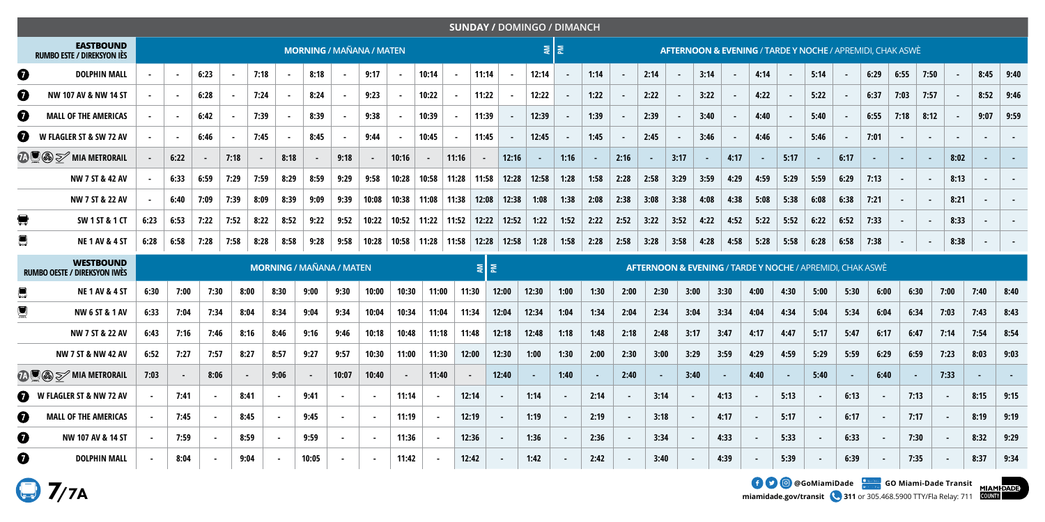## SUNDAY / DOMINGO / DIMANCH

| EASTBOUND RUMBO ESTE / DIREKSYON IÈS | MORNING / MAÑANA / MATEN | | | | | | | | | | | | | | AM | PM | AFTERNOON & EVENING / TARDE Y NOCHE / APREMIDI, CHAK ASWÈ | | | | | | | | | | | | | | | |
|---|---|---|---|---|---|---|---|---|---|---|---|---|---|---|---|---|---|---|---|---|---|---|---|---|---|---|---|---|---|---|---|---|
| 7 DOLPHIN MALL | - | - | 6:23 | - | 7:18 | - | 8:18 | - | 9:17 | - | 10:14 | - | 11:14 | - | 12:14 | - | 1:14 | - | 2:14 | - | 3:14 | - | 4:14 | - | 5:14 | - | 6:29 | 6:55 | 7:50 | - | 8:45 | 9:40 |
| 7 NW 107 AV & NW 14 ST | - | - | 6:28 | - | 7:24 | - | 8:24 | - | 9:23 | - | 10:22 | - | 11:22 | - | 12:22 | - | 1:22 | - | 2:22 | - | 3:22 | - | 4:22 | - | 5:22 | - | 6:37 | 7:03 | 7:57 | - | 8:52 | 9:46 |
| 7 MALL OF THE AMERICAS | - | - | 6:42 | - | 7:39 | - | 8:39 | - | 9:38 | - | 10:39 | - | 11:39 | - | 12:39 | - | 1:39 | - | 2:39 | - | 3:40 | - | 4:40 | - | 5:40 | - | 6:55 | 7:18 | 8:12 | - | 9:07 | 9:59 |
| 7 W FLAGLER ST & SW 72 AV | - | - | 6:46 | - | 7:45 | - | 8:45 | - | 9:44 | - | 10:45 | - | 11:45 | - | 12:45 | - | 1:45 | - | 2:45 | - | 3:46 | - | 4:46 | - | 5:46 | - | 7:01 | - | - | - | - | - |
| 7A MIA METRORAIL | - | 6:22 | - | 7:18 | - | 8:18 | - | 9:18 | - | 10:16 | - | 11:16 | - | 12:16 | - | 1:16 | - | 2:16 | - | 3:17 | - | 4:17 | - | 5:17 | - | 6:17 | - | - | - | 8:02 | - | - |
| NW 7 ST & 42 AV | - | 6:33 | 6:59 | 7:29 | 7:59 | 8:29 | 8:59 | 9:29 | 9:58 | 10:28 | 10:58 | 11:28 | 11:58 | 12:28 | 12:58 | 1:28 | 1:58 | 2:28 | 2:58 | 3:29 | 3:59 | 4:29 | 4:59 | 5:29 | 5:59 | 6:29 | 7:13 | - | - | 8:13 | - | - |
| NW 7 ST & 22 AV | - | 6:40 | 7:09 | 7:39 | 8:09 | 8:39 | 9:09 | 9:39 | 10:08 | 10:38 | 11:08 | 11:38 | 12:08 | 12:38 | 1:08 | 1:38 | 2:08 | 2:38 | 3:08 | 3:38 | 4:08 | 4:38 | 5:08 | 5:38 | 6:08 | 6:38 | 7:21 | - | - | 8:21 | - | - |
| SW 1 ST & 1 CT | 6:23 | 6:53 | 7:22 | 7:52 | 8:22 | 8:52 | 9:22 | 9:52 | 10:22 | 10:52 | 11:22 | 11:52 | 12:22 | 12:52 | 1:22 | 1:52 | 2:22 | 2:52 | 3:22 | 3:52 | 4:22 | 4:52 | 5:22 | 5:52 | 6:22 | 6:52 | 7:33 | - | - | 8:33 | - | - |
| NE 1 AV & 4 ST | 6:28 | 6:58 | 7:28 | 7:58 | 8:28 | 8:58 | 9:28 | 9:58 | 10:28 | 10:58 | 11:28 | 11:58 | 12:28 | 12:58 | 1:28 | 1:58 | 2:28 | 2:58 | 3:28 | 3:58 | 4:28 | 4:58 | 5:28 | 5:58 | 6:28 | 6:58 | 7:38 | - | - | 8:38 | - | - |

| WESTBOUND RUMBO OESTE / DIREKSYON IWÈS | MORNING / MAÑANA / MATEN | | | | | | | | | | AM | PM | AFTERNOON & EVENING / TARDE Y NOCHE / APREMIDI, CHAK ASWÈ | | | | | | | | | | | | | | | |
|---|---|---|---|---|---|---|---|---|---|---|---|---|---|---|---|---|---|---|---|---|---|---|---|---|---|---|---|---|
| NE 1 AV & 4 ST | 6:30 | 7:00 | 7:30 | 8:00 | 8:30 | 9:00 | 9:30 | 10:00 | 10:30 | 11:00 | 11:30 | 12:00 | 12:30 | 1:00 | 1:30 | 2:00 | 2:30 | 3:00 | 3:30 | 4:00 | 4:30 | 5:00 | 5:30 | 6:00 | 6:30 | 7:00 | 7:40 | 8:40 |
| NW 6 ST & 1 AV | 6:33 | 7:04 | 7:34 | 8:04 | 8:34 | 9:04 | 9:34 | 10:04 | 10:34 | 11:04 | 11:34 | 12:04 | 12:34 | 1:04 | 1:34 | 2:04 | 2:34 | 3:04 | 3:34 | 4:04 | 4:34 | 5:04 | 5:34 | 6:04 | 6:34 | 7:03 | 7:43 | 8:43 |
| NW 7 ST & 22 AV | 6:43 | 7:16 | 7:46 | 8:16 | 8:46 | 9:16 | 9:46 | 10:18 | 10:48 | 11:18 | 11:48 | 12:18 | 12:48 | 1:18 | 1:48 | 2:18 | 2:48 | 3:17 | 3:47 | 4:17 | 4:47 | 5:17 | 5:47 | 6:17 | 6:47 | 7:14 | 7:54 | 8:54 |
| NW 7 ST & NW 42 AV | 6:52 | 7:27 | 7:57 | 8:27 | 8:57 | 9:27 | 9:57 | 10:30 | 11:00 | 11:30 | 12:00 | 12:30 | 1:00 | 1:30 | 2:00 | 2:30 | 3:00 | 3:29 | 3:59 | 4:29 | 4:59 | 5:29 | 5:59 | 6:29 | 6:59 | 7:23 | 8:03 | 9:03 |
| 7A MIA METRORAIL | 7:03 | - | 8:06 | - | 9:06 | - | 10:07 | 10:40 | - | 11:40 | - | 12:40 | - | 1:40 | - | 2:40 | - | 3:40 | - | 4:40 | - | 5:40 | - | 6:40 | - | 7:33 | - | - |
| 7 W FLAGLER ST & NW 72 AV | - | 7:41 | - | 8:41 | - | 9:41 | - | - | 11:14 | - | 12:14 | - | 1:14 | - | 2:14 | - | 3:14 | - | 4:13 | - | 5:13 | - | 6:13 | - | 7:13 | - | 8:15 | 9:15 |
| 7 MALL OF THE AMERICAS | - | 7:45 | - | 8:45 | - | 9:45 | - | - | 11:19 | - | 12:19 | - | 1:19 | - | 2:19 | - | 3:18 | - | 4:17 | - | 5:17 | - | 6:17 | - | 7:17 | - | 8:19 | 9:19 |
| 7 NW 107 AV & 14 ST | - | 7:59 | - | 8:59 | - | 9:59 | - | - | 11:36 | - | 12:36 | - | 1:36 | - | 2:36 | - | 3:34 | - | 4:33 | - | 5:33 | - | 6:33 | - | 7:30 | - | 8:32 | 9:29 |
| 7 DOLPHIN MALL | - | 8:04 | - | 9:04 | - | 10:05 | - | - | 11:42 | - | 12:42 | - | 1:42 | - | 2:42 | - | 3:40 | - | 4:39 | - | 5:39 | - | 6:39 | - | 7:35 | - | 8:37 | 9:34 |

7/7A

@GoMiamiDade GO Miami-Dade Transit
miamidade.gov/transit 311 or 305.468.5900 TTY/Fla Relay: 711
MIAMI-DADE COUNTY